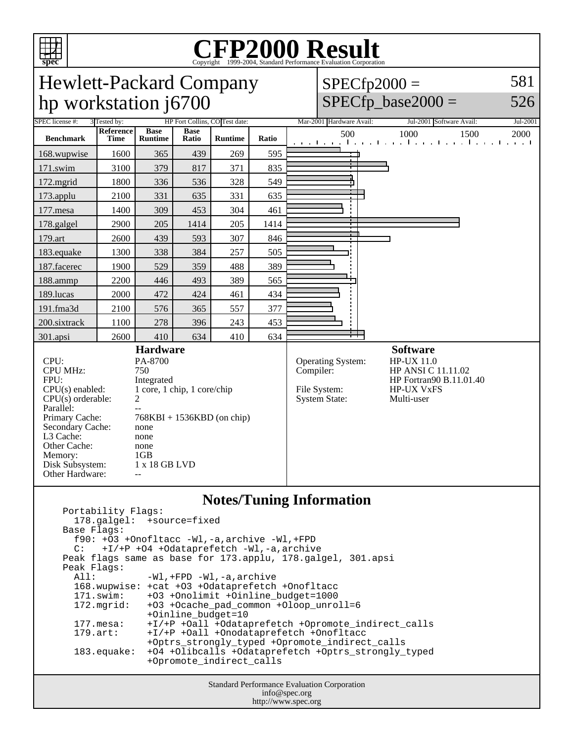# CFP2000 Result

Copyright 1999-2004, Standard Performance Evaluation Corporation

## Hewlett-Packard Company
## hp workstation j6700

SPECfp2000 = 581
SPECfp_base2000 = 526

| SPEC license #: | 3 | Tested by: | HP Fort Collins, CO | Test date: | Mar-2001 | Hardware Avail: | Jul-2001 | Software Avail: | Jul-2001 |
|---|---|---|---|---|---|---|---|---|---|

| Benchmark | Reference Time | Base Runtime | Base Ratio | Runtime | Ratio |
|---|---|---|---|---|---|
| 168.wupwise | 1600 | 365 | 439 | 269 | 595 |
| 171.swim | 3100 | 379 | 817 | 371 | 835 |
| 172.mgrid | 1800 | 336 | 536 | 328 | 549 |
| 173.applu | 2100 | 331 | 635 | 331 | 635 |
| 177.mesa | 1400 | 309 | 453 | 304 | 461 |
| 178.galgel | 2900 | 205 | 1414 | 205 | 1414 |
| 179.art | 2600 | 439 | 593 | 307 | 846 |
| 183.equake | 1300 | 338 | 384 | 257 | 505 |
| 187.facerec | 1900 | 529 | 359 | 488 | 389 |
| 188.ammp | 2200 | 446 | 493 | 389 | 565 |
| 189.lucas | 2000 | 472 | 424 | 461 | 434 |
| 191.fma3d | 2100 | 576 | 365 | 557 | 377 |
| 200.sixtrack | 1100 | 278 | 396 | 243 | 453 |
| 301.apsi | 2600 | 410 | 634 | 410 | 634 |

### Hardware

| | |
|---|---|
| CPU: | PA-8700 |
| CPU MHz: | 750 |
| FPU: | Integrated |
| CPU(s) enabled: | 1 core, 1 chip, 1 core/chip |
| CPU(s) orderable: | 2 |
| Parallel: | -- |
| Primary Cache: | 768KBI + 1536KBD (on chip) |
| Secondary Cache: | none |
| L3 Cache: | none |
| Other Cache: | none |
| Memory: | 1GB |
| Disk Subsystem: | 1 x 18 GB LVD |
| Other Hardware: | -- |

### Software

| | |
|---|---|
| Operating System: | HP-UX 11.0 |
| Compiler: | HP ANSI C 11.11.02<br>HP Fortran90 B.11.01.40 |
| File System: | HP-UX VxFS |
| System State: | Multi-user |

### Notes/Tuning Information

```
Portability Flags:
  178.galgel:  +source=fixed
Base Flags:
  f90: +O3 +Onofltacc -Wl,-a,archive -Wl,+FPD
  C:   +I/+P +O4 +Odataprefetch -Wl,-a,archive
Peak flags same as base for 173.applu, 178.galgel, 301.apsi
Peak Flags:
  All:         -Wl,+FPD -Wl,-a,archive
  168.wupwise: +cat +O3 +Odataprefetch +Onofltacc
  171.swim:    +O3 +Onolimit +Oinline_budget=1000
  172.mgrid:   +O3 +Ocache_pad_common +Oloop_unroll=6
               +Oinline_budget=10
  177.mesa:    +I/+P +Oall +Odataprefetch +Opromote_indirect_calls
  179.art:     +I/+P +Oall +Onodataprefetch +Onofltacc
               +Optrs_strongly_typed +Opromote_indirect_calls
  183.equake:  +O4 +Olibcalls +Odataprefetch +Optrs_strongly_typed
               +Opromote_indirect_calls
```

Standard Performance Evaluation Corporation
info@spec.org
http://www.spec.org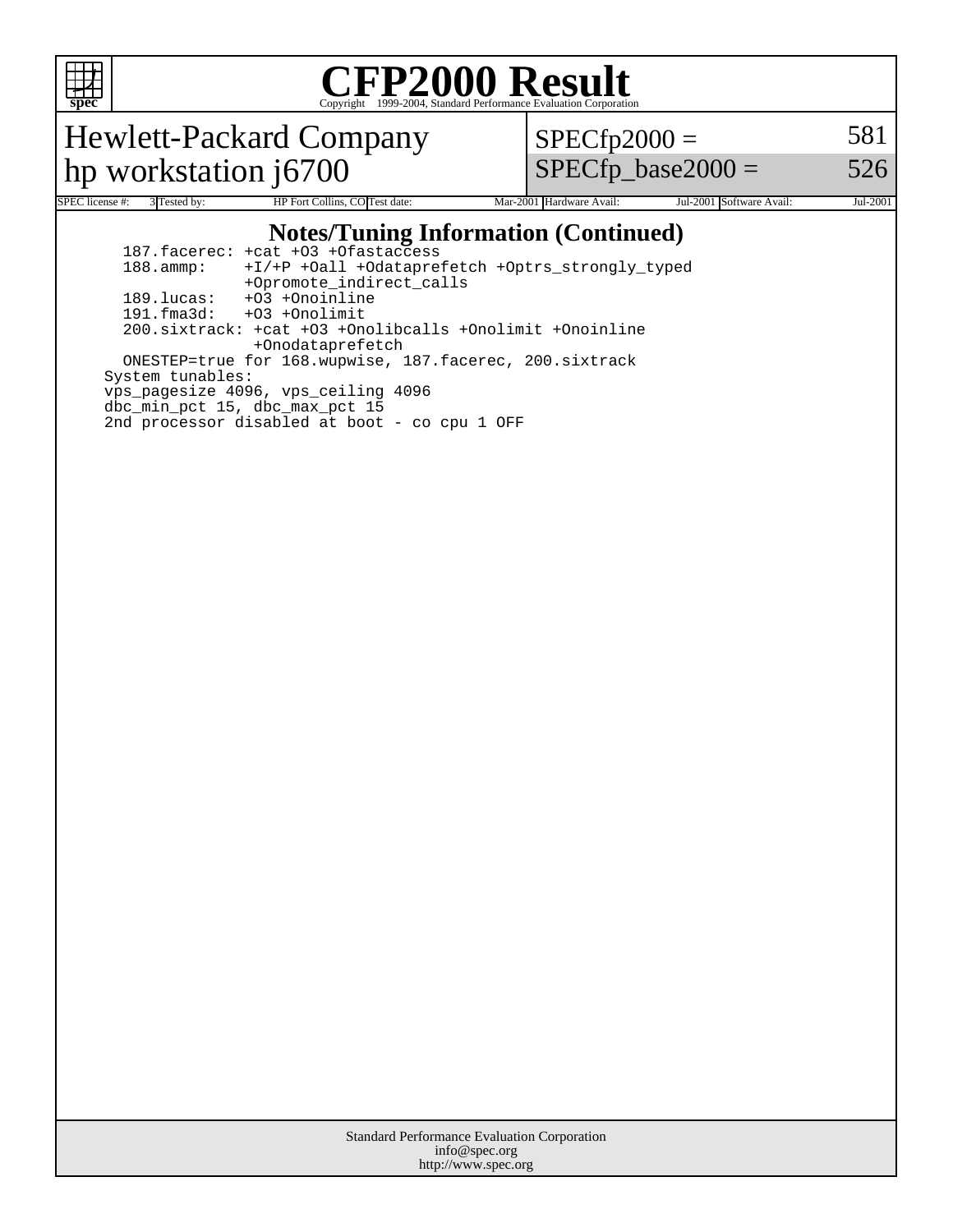# CFP2000 Result

Copyright 1999-2004, Standard Performance Evaluation Corporation

## Hewlett-Packard Company
## hp workstation j6700

SPECfp2000 = 581

SPECfp_base2000 = 526

| SPEC license #: | 3 | Tested by: | HP Fort Collins, CO | Test date: | Mar-2001 | Hardware Avail: | Jul-2001 | Software Avail: | Jul-2001 |
|---|---|---|---|---|---|---|---|---|---|

### Notes/Tuning Information (Continued)

```
   187.facerec: +cat +O3 +Ofastaccess
   188.ammp:    +I/+P +Oall +Odataprefetch +Optrs_strongly_typed
                +Opromote_indirect_calls
   189.lucas:   +O3 +Onoinline
   191.fma3d:   +O3 +Onolimit
   200.sixtrack: +cat +O3 +Onolibcalls +Onolimit +Onoinline
                 +Onodataprefetch
   ONESTEP=true for 168.wupwise, 187.facerec, 200.sixtrack
 System tunables:
 vps_pagesize 4096, vps_ceiling 4096
 dbc_min_pct 15, dbc_max_pct 15
 2nd processor disabled at boot - co cpu 1 OFF
```

Standard Performance Evaluation Corporation
info@spec.org
http://www.spec.org